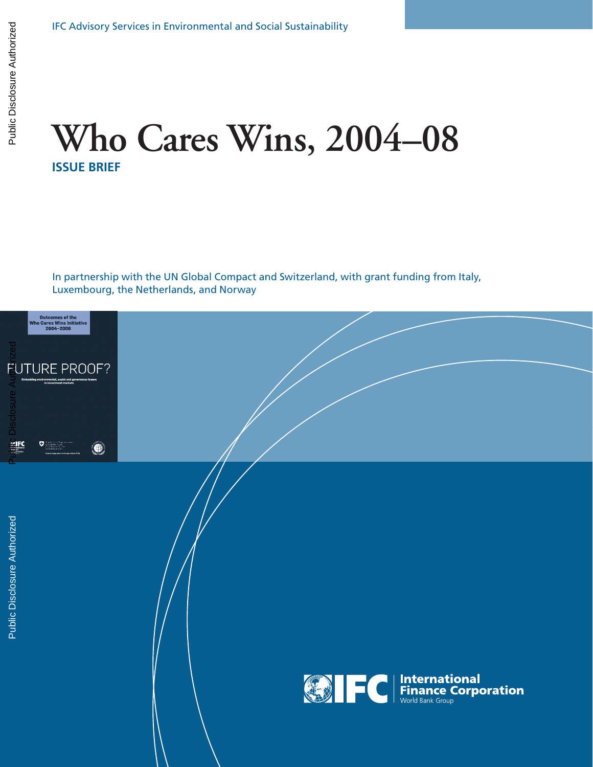IFC Advisory Services in Environmental and Social Sustainability

# Who Cares Wins, 2004–08

**ISSUE BRIEF**

In partnership with the UN Global Compact and Switzerland, with grant funding from Italy, Luxembourg, the Netherlands, and Norway

Outcomes of the Who Cares Wins Initiative 2004–2008

FUTURE PROOF?

Embedding environmental, social and governance issues in investment markets

International Finance Corporation
World Bank Group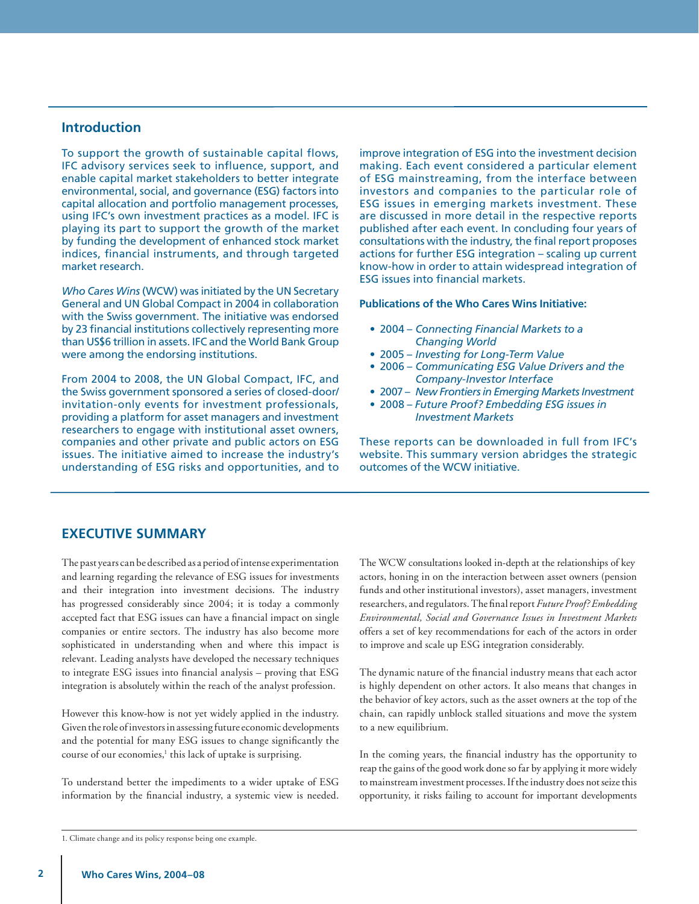## Introduction

To support the growth of sustainable capital flows, IFC advisory services seek to influence, support, and enable capital market stakeholders to better integrate environmental, social, and governance (ESG) factors into capital allocation and portfolio management processes, using IFC's own investment practices as a model. IFC is playing its part to support the growth of the market by funding the development of enhanced stock market indices, financial instruments, and through targeted market research.

*Who Cares Wins* (WCW) was initiated by the UN Secretary General and UN Global Compact in 2004 in collaboration with the Swiss government. The initiative was endorsed by 23 financial institutions collectively representing more than US$6 trillion in assets. IFC and the World Bank Group were among the endorsing institutions.

From 2004 to 2008, the UN Global Compact, IFC, and the Swiss government sponsored a series of closed-door/invitation-only events for investment professionals, providing a platform for asset managers and investment researchers to engage with institutional asset owners, companies and other private and public actors on ESG issues. The initiative aimed to increase the industry's understanding of ESG risks and opportunities, and to improve integration of ESG into the investment decision making. Each event considered a particular element of ESG mainstreaming, from the interface between investors and companies to the particular role of ESG issues in emerging markets investment. These are discussed in more detail in the respective reports published after each event. In concluding four years of consultations with the industry, the final report proposes actions for further ESG integration – scaling up current know-how in order to attain widespread integration of ESG issues into financial markets.

**Publications of the Who Cares Wins Initiative:**

- 2004 – *Connecting Financial Markets to a Changing World*
- 2005 – *Investing for Long-Term Value*
- 2006 – *Communicating ESG Value Drivers and the Company-Investor Interface*
- 2007 – *New Frontiers in Emerging Markets Investment*
- 2008 – *Future Proof? Embedding ESG issues in Investment Markets*

These reports can be downloaded in full from IFC's website. This summary version abridges the strategic outcomes of the WCW initiative.

## EXECUTIVE SUMMARY

The past years can be described as a period of intense experimentation and learning regarding the relevance of ESG issues for investments and their integration into investment decisions. The industry has progressed considerably since 2004; it is today a commonly accepted fact that ESG issues can have a financial impact on single companies or entire sectors. The industry has also become more sophisticated in understanding when and where this impact is relevant. Leading analysts have developed the necessary techniques to integrate ESG issues into financial analysis – proving that ESG integration is absolutely within the reach of the analyst profession.

However this know-how is not yet widely applied in the industry. Given the role of investors in assessing future economic developments and the potential for many ESG issues to change significantly the course of our economies,[1] this lack of uptake is surprising.

To understand better the impediments to a wider uptake of ESG information by the financial industry, a systemic view is needed. The WCW consultations looked in-depth at the relationships of key actors, honing in on the interaction between asset owners (pension funds and other institutional investors), asset managers, investment researchers, and regulators. The final report *Future Proof? Embedding Environmental, Social and Governance Issues in Investment Markets* offers a set of key recommendations for each of the actors in order to improve and scale up ESG integration considerably.

The dynamic nature of the financial industry means that each actor is highly dependent on other actors. It also means that changes in the behavior of key actors, such as the asset owners at the top of the chain, can rapidly unblock stalled situations and move the system to a new equilibrium.

In the coming years, the financial industry has the opportunity to reap the gains of the good work done so far by applying it more widely to mainstream investment processes. If the industry does not seize this opportunity, it risks failing to account for important developments

1. Climate change and its policy response being one example.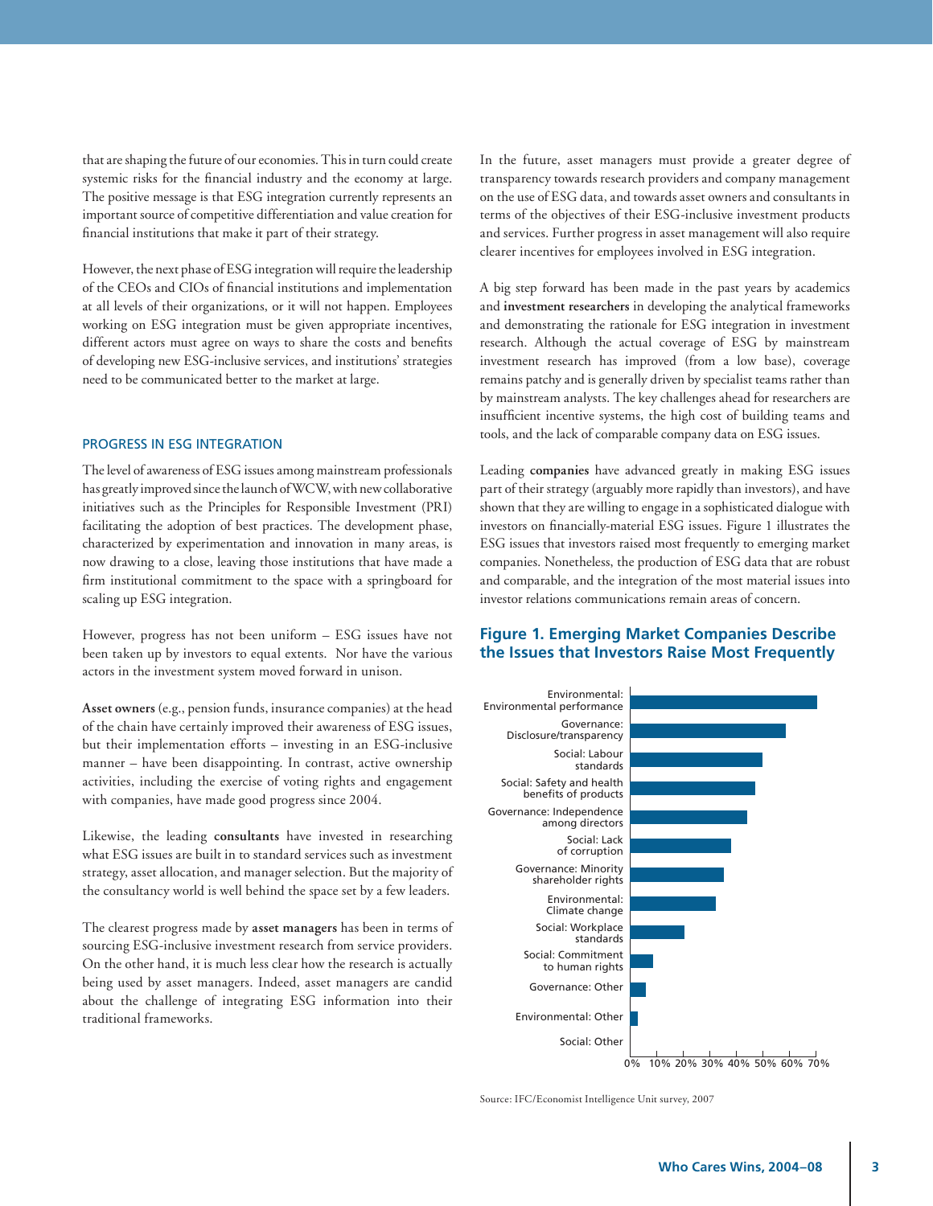that are shaping the future of our economies. This in turn could create systemic risks for the financial industry and the economy at large. The positive message is that ESG integration currently represents an important source of competitive differentiation and value creation for financial institutions that make it part of their strategy.

However, the next phase of ESG integration will require the leadership of the CEOs and CIOs of financial institutions and implementation at all levels of their organizations, or it will not happen. Employees working on ESG integration must be given appropriate incentives, different actors must agree on ways to share the costs and benefits of developing new ESG-inclusive services, and institutions' strategies need to be communicated better to the market at large.

## PROGRESS IN ESG INTEGRATION

The level of awareness of ESG issues among mainstream professionals has greatly improved since the launch of WCW, with new collaborative initiatives such as the Principles for Responsible Investment (PRI) facilitating the adoption of best practices. The development phase, characterized by experimentation and innovation in many areas, is now drawing to a close, leaving those institutions that have made a firm institutional commitment to the space with a springboard for scaling up ESG integration.

However, progress has not been uniform – ESG issues have not been taken up by investors to equal extents. Nor have the various actors in the investment system moved forward in unison.

**Asset owners** (e.g., pension funds, insurance companies) at the head of the chain have certainly improved their awareness of ESG issues, but their implementation efforts – investing in an ESG-inclusive manner – have been disappointing. In contrast, active ownership activities, including the exercise of voting rights and engagement with companies, have made good progress since 2004.

Likewise, the leading **consultants** have invested in researching what ESG issues are built in to standard services such as investment strategy, asset allocation, and manager selection. But the majority of the consultancy world is well behind the space set by a few leaders.

The clearest progress made by **asset managers** has been in terms of sourcing ESG-inclusive investment research from service providers. On the other hand, it is much less clear how the research is actually being used by asset managers. Indeed, asset managers are candid about the challenge of integrating ESG information into their traditional frameworks.

In the future, asset managers must provide a greater degree of transparency towards research providers and company management on the use of ESG data, and towards asset owners and consultants in terms of the objectives of their ESG-inclusive investment products and services. Further progress in asset management will also require clearer incentives for employees involved in ESG integration.

A big step forward has been made in the past years by academics and **investment researchers** in developing the analytical frameworks and demonstrating the rationale for ESG integration in investment research. Although the actual coverage of ESG by mainstream investment research has improved (from a low base), coverage remains patchy and is generally driven by specialist teams rather than by mainstream analysts. The key challenges ahead for researchers are insufficient incentive systems, the high cost of building teams and tools, and the lack of comparable company data on ESG issues.

Leading **companies** have advanced greatly in making ESG issues part of their strategy (arguably more rapidly than investors), and have shown that they are willing to engage in a sophisticated dialogue with investors on financially-material ESG issues. Figure 1 illustrates the ESG issues that investors raised most frequently to emerging market companies. Nonetheless, the production of ESG data that are robust and comparable, and the integration of the most material issues into investor relations communications remain areas of concern.

### Figure 1. Emerging Market Companies Describe the Issues that Investors Raise Most Frequently

| Issue | Approx. share |
|---|---|
| Environmental: Environmental performance | ~70% |
| Governance: Disclosure/transparency | ~58% |
| Social: Labour standards | ~49% |
| Social: Safety and health benefits of products | ~47% |
| Governance: Independence among directors | ~44% |
| Social: Lack of corruption | ~38% |
| Governance: Minority shareholder rights | ~35% |
| Environmental: Climate change | ~32% |
| Social: Workplace standards | ~20% |
| Social: Commitment to human rights | ~8% |
| Governance: Other | ~6% |
| Environmental: Other | ~3% |
| Social: Other | ~0% |

Source: IFC/Economist Intelligence Unit survey, 2007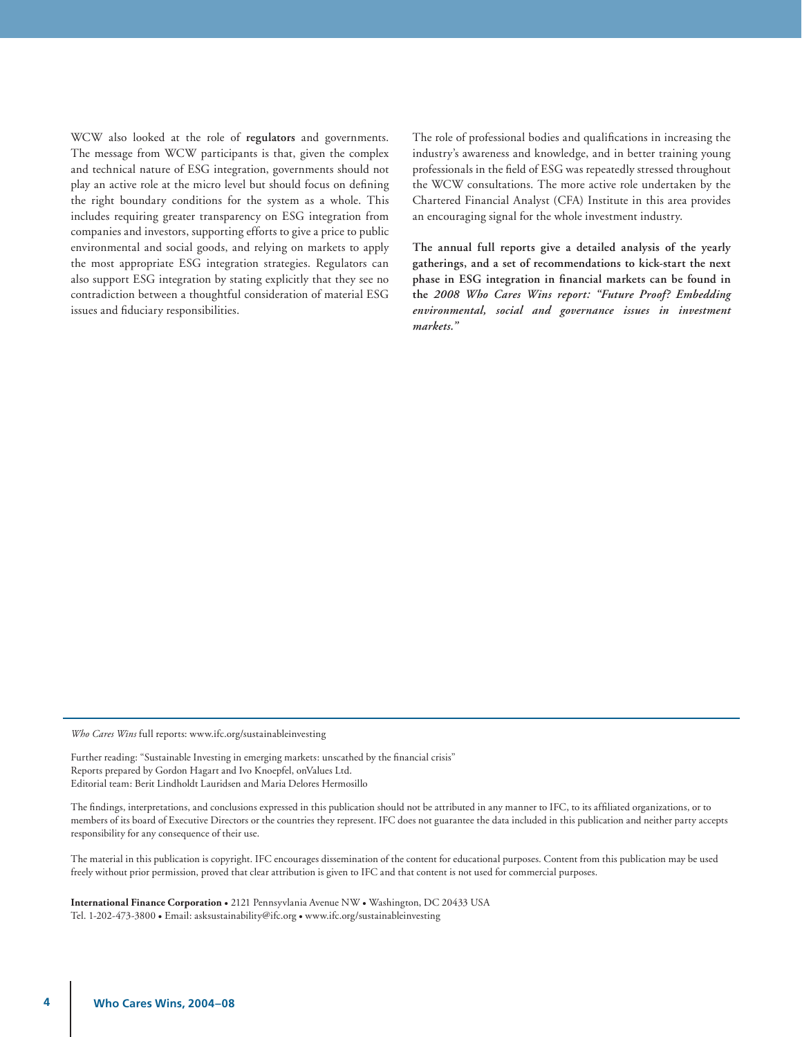WCW also looked at the role of **regulators** and governments. The message from WCW participants is that, given the complex and technical nature of ESG integration, governments should not play an active role at the micro level but should focus on defining the right boundary conditions for the system as a whole. This includes requiring greater transparency on ESG integration from companies and investors, supporting efforts to give a price to public environmental and social goods, and relying on markets to apply the most appropriate ESG integration strategies. Regulators can also support ESG integration by stating explicitly that they see no contradiction between a thoughtful consideration of material ESG issues and fiduciary responsibilities.

The role of professional bodies and qualifications in increasing the industry's awareness and knowledge, and in better training young professionals in the field of ESG was repeatedly stressed throughout the WCW consultations. The more active role undertaken by the Chartered Financial Analyst (CFA) Institute in this area provides an encouraging signal for the whole investment industry.

**The annual full reports give a detailed analysis of the yearly gatherings, and a set of recommendations to kick-start the next phase in ESG integration in financial markets can be found in the *2008 Who Cares Wins report: "Future Proof? Embedding environmental, social and governance issues in investment markets."***

---

*Who Cares Wins* full reports: www.ifc.org/sustainableinvesting

Further reading: "Sustainable Investing in emerging markets: unscathed by the financial crisis"
Reports prepared by Gordon Hagart and Ivo Knoepfel, onValues Ltd.
Editorial team: Berit Lindholdt Lauridsen and Maria Delores Hermosillo

The findings, interpretations, and conclusions expressed in this publication should not be attributed in any manner to IFC, to its affiliated organizations, or to members of its board of Executive Directors or the countries they represent. IFC does not guarantee the data included in this publication and neither party accepts responsibility for any consequence of their use.

The material in this publication is copyright. IFC encourages dissemination of the content for educational purposes. Content from this publication may be used freely without prior permission, proved that clear attribution is given to IFC and that content is not used for commercial purposes.

**International Finance Corporation** • 2121 Pennsyvlania Avenue NW • Washington, DC 20433 USA
Tel. 1-202-473-3800 • Email: asksustainability@ifc.org • www.ifc.org/sustainableinvesting